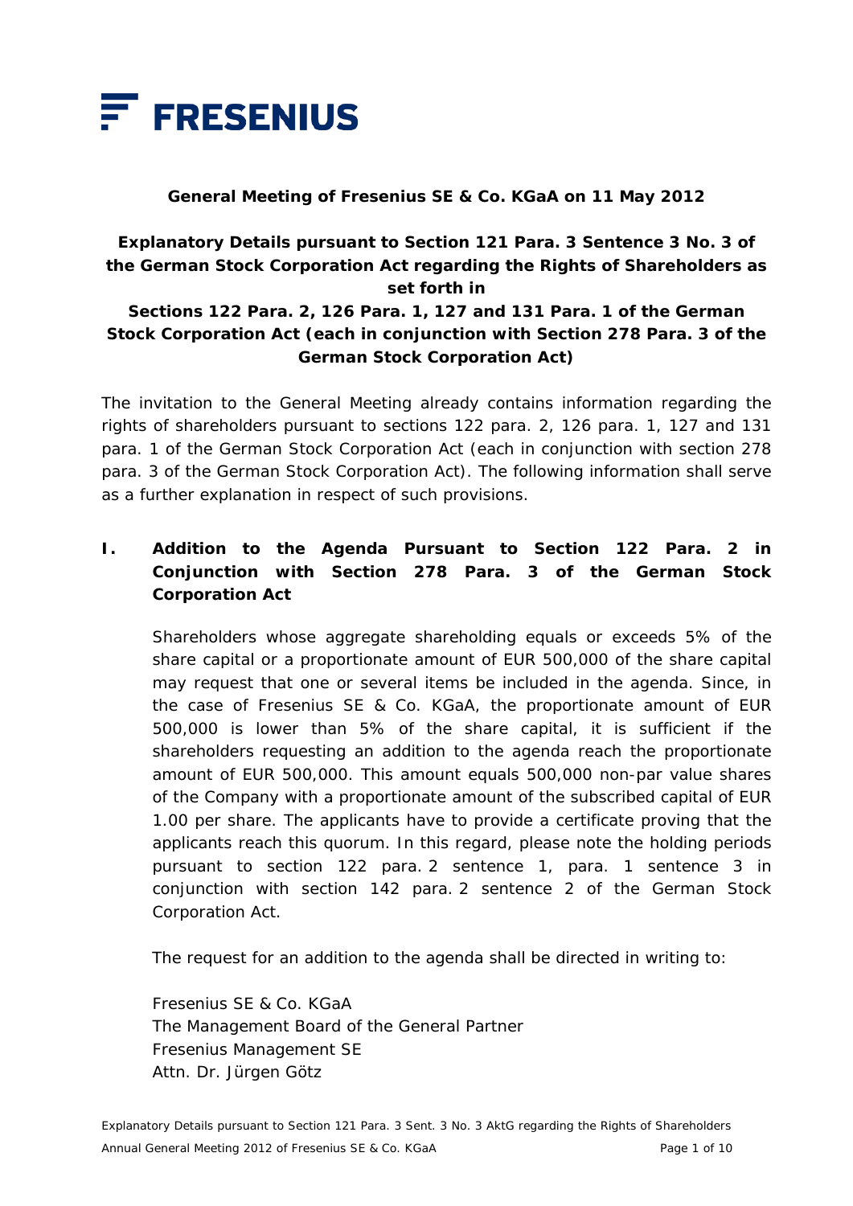FRESENIUS

**General Meeting of Fresenius SE & Co. KGaA on 11 May 2012**

## Explanatory Details pursuant to Section 121 Para. 3 Sentence 3 No. 3 of the German Stock Corporation Act regarding the Rights of Shareholders as set forth in Sections 122 Para. 2, 126 Para. 1, 127 and 131 Para. 1 of the German Stock Corporation Act (each in conjunction with Section 278 Para. 3 of the German Stock Corporation Act)

The invitation to the General Meeting already contains information regarding the rights of shareholders pursuant to sections 122 para. 2, 126 para. 1, 127 and 131 para. 1 of the German Stock Corporation Act (each in conjunction with section 278 para. 3 of the German Stock Corporation Act). The following information shall serve as a further explanation in respect of such provisions.

### I. Addition to the Agenda Pursuant to Section 122 Para. 2 in Conjunction with Section 278 Para. 3 of the German Stock Corporation Act

Shareholders whose aggregate shareholding equals or exceeds 5% of the share capital or a proportionate amount of EUR 500,000 of the share capital may request that one or several items be included in the agenda. Since, in the case of Fresenius SE & Co. KGaA, the proportionate amount of EUR 500,000 is lower than 5% of the share capital, it is sufficient if the shareholders requesting an addition to the agenda reach the proportionate amount of EUR 500,000. This amount equals 500,000 non-par value shares of the Company with a proportionate amount of the subscribed capital of EUR 1.00 per share. The applicants have to provide a certificate proving that the applicants reach this quorum. In this regard, please note the holding periods pursuant to section 122 para. 2 sentence 1, para. 1 sentence 3 in conjunction with section 142 para. 2 sentence 2 of the German Stock Corporation Act.

The request for an addition to the agenda shall be directed in writing to:

Fresenius SE & Co. KGaA
The Management Board of the General Partner
Fresenius Management SE
Attn. Dr. Jürgen Götz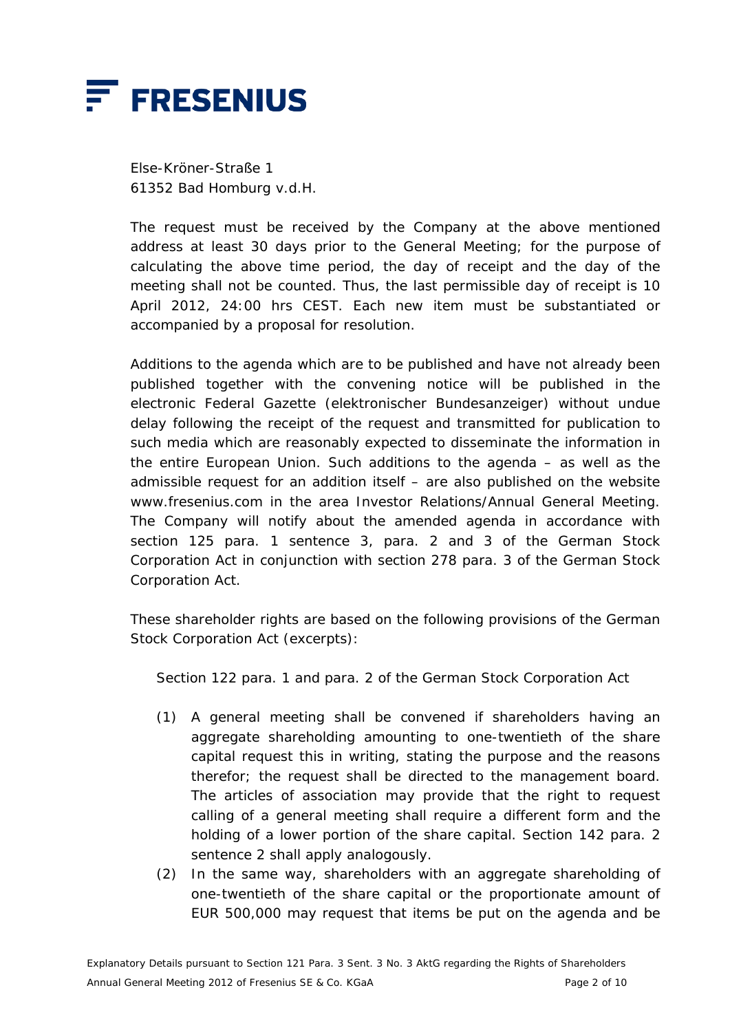Else-Kröner-Straße 1
61352 Bad Homburg v.d.H.

The request must be received by the Company at the above mentioned address at least 30 days prior to the General Meeting; for the purpose of calculating the above time period, the day of receipt and the day of the meeting shall not be counted. Thus, the last permissible day of receipt is 10 April 2012, 24:00 hrs CEST. Each new item must be substantiated or accompanied by a proposal for resolution.

Additions to the agenda which are to be published and have not already been published together with the convening notice will be published in the electronic Federal Gazette (elektronischer Bundesanzeiger) without undue delay following the receipt of the request and transmitted for publication to such media which are reasonably expected to disseminate the information in the entire European Union. Such additions to the agenda – as well as the admissible request for an addition itself – are also published on the website www.fresenius.com in the area Investor Relations/Annual General Meeting. The Company will notify about the amended agenda in accordance with section 125 para. 1 sentence 3, para. 2 and 3 of the German Stock Corporation Act in conjunction with section 278 para. 3 of the German Stock Corporation Act.

These shareholder rights are based on the following provisions of the German Stock Corporation Act (excerpts):

Section 122 para. 1 and para. 2 of the German Stock Corporation Act

(1) A general meeting shall be convened if shareholders having an aggregate shareholding amounting to one-twentieth of the share capital request this in writing, stating the purpose and the reasons therefor; the request shall be directed to the management board. The articles of association may provide that the right to request calling of a general meeting shall require a different form and the holding of a lower portion of the share capital. Section 142 para. 2 sentence 2 shall apply analogously.

(2) In the same way, shareholders with an aggregate shareholding of one-twentieth of the share capital or the proportionate amount of EUR 500,000 may request that items be put on the agenda and be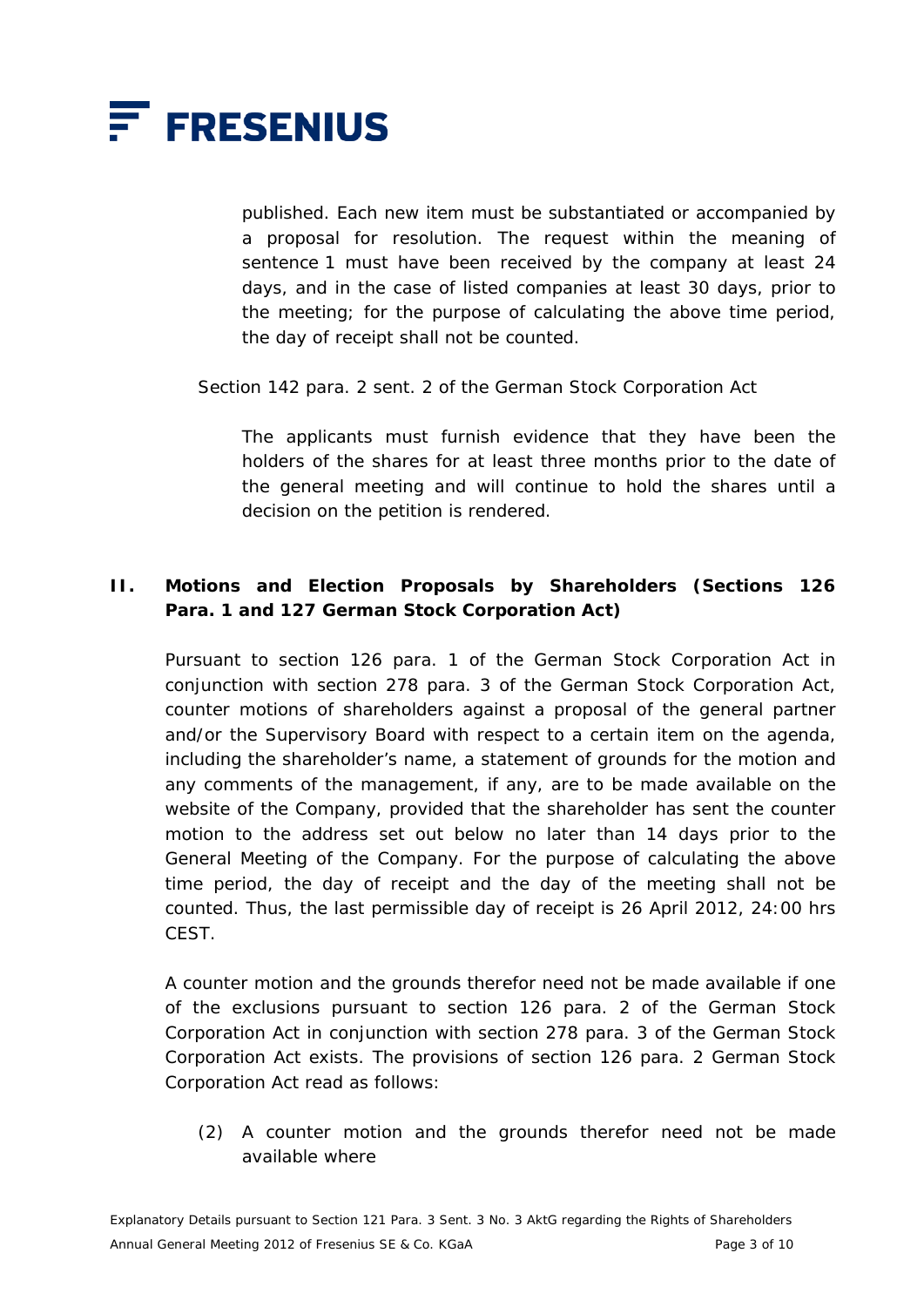published. Each new item must be substantiated or accompanied by a proposal for resolution. The request within the meaning of sentence 1 must have been received by the company at least 24 days, and in the case of listed companies at least 30 days, prior to the meeting; for the purpose of calculating the above time period, the day of receipt shall not be counted.

Section 142 para. 2 sent. 2 of the German Stock Corporation Act

> The applicants must furnish evidence that they have been the holders of the shares for at least three months prior to the date of the general meeting and will continue to hold the shares until a decision on the petition is rendered.

## II. Motions and Election Proposals by Shareholders (Sections 126 Para. 1 and 127 German Stock Corporation Act)

Pursuant to section 126 para. 1 of the German Stock Corporation Act in conjunction with section 278 para. 3 of the German Stock Corporation Act, counter motions of shareholders against a proposal of the general partner and/or the Supervisory Board with respect to a certain item on the agenda, including the shareholder's name, a statement of grounds for the motion and any comments of the management, if any, are to be made available on the website of the Company, provided that the shareholder has sent the counter motion to the address set out below no later than 14 days prior to the General Meeting of the Company. For the purpose of calculating the above time period, the day of receipt and the day of the meeting shall not be counted. Thus, the last permissible day of receipt is 26 April 2012, 24:00 hrs CEST.

A counter motion and the grounds therefor need not be made available if one of the exclusions pursuant to section 126 para. 2 of the German Stock Corporation Act in conjunction with section 278 para. 3 of the German Stock Corporation Act exists. The provisions of section 126 para. 2 German Stock Corporation Act read as follows:

> (2) A counter motion and the grounds therefor need not be made available where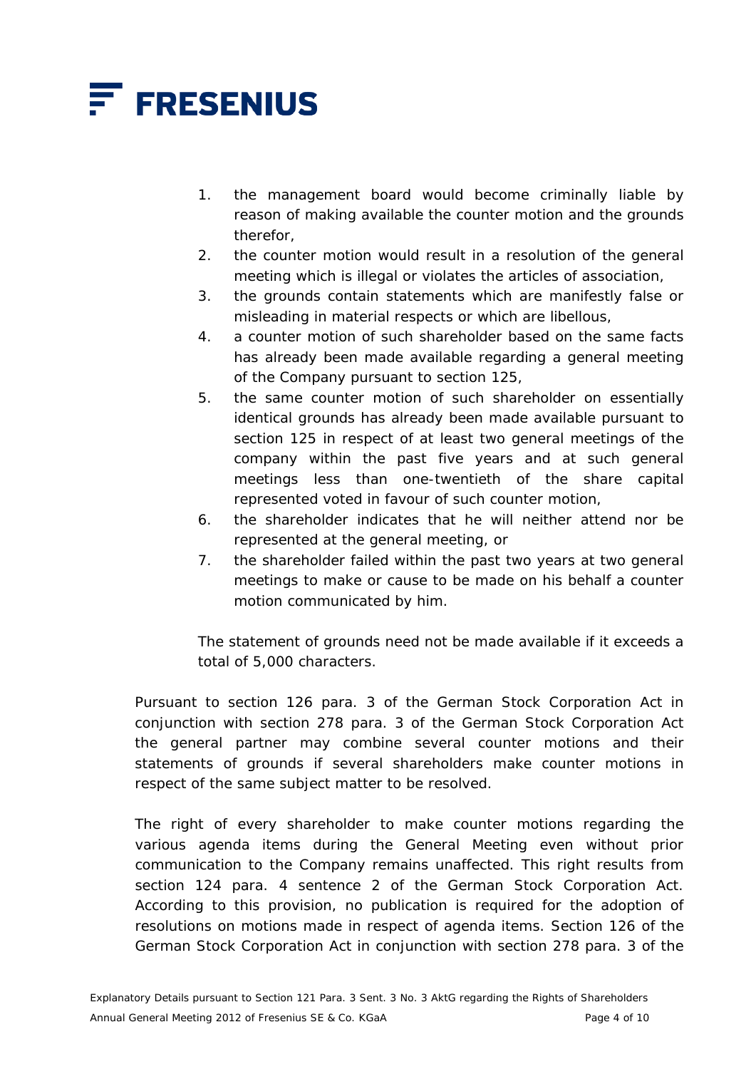1. the management board would become criminally liable by reason of making available the counter motion and the grounds therefor,
2. the counter motion would result in a resolution of the general meeting which is illegal or violates the articles of association,
3. the grounds contain statements which are manifestly false or misleading in material respects or which are libellous,
4. a counter motion of such shareholder based on the same facts has already been made available regarding a general meeting of the Company pursuant to section 125,
5. the same counter motion of such shareholder on essentially identical grounds has already been made available pursuant to section 125 in respect of at least two general meetings of the company within the past five years and at such general meetings less than one-twentieth of the share capital represented voted in favour of such counter motion,
6. the shareholder indicates that he will neither attend nor be represented at the general meeting, or
7. the shareholder failed within the past two years at two general meetings to make or cause to be made on his behalf a counter motion communicated by him.

The statement of grounds need not be made available if it exceeds a total of 5,000 characters.

Pursuant to section 126 para. 3 of the German Stock Corporation Act in conjunction with section 278 para. 3 of the German Stock Corporation Act the general partner may combine several counter motions and their statements of grounds if several shareholders make counter motions in respect of the same subject matter to be resolved.

The right of every shareholder to make counter motions regarding the various agenda items during the General Meeting even without prior communication to the Company remains unaffected. This right results from section 124 para. 4 sentence 2 of the German Stock Corporation Act. According to this provision, no publication is required for the adoption of resolutions on motions made in respect of agenda items. Section 126 of the German Stock Corporation Act in conjunction with section 278 para. 3 of the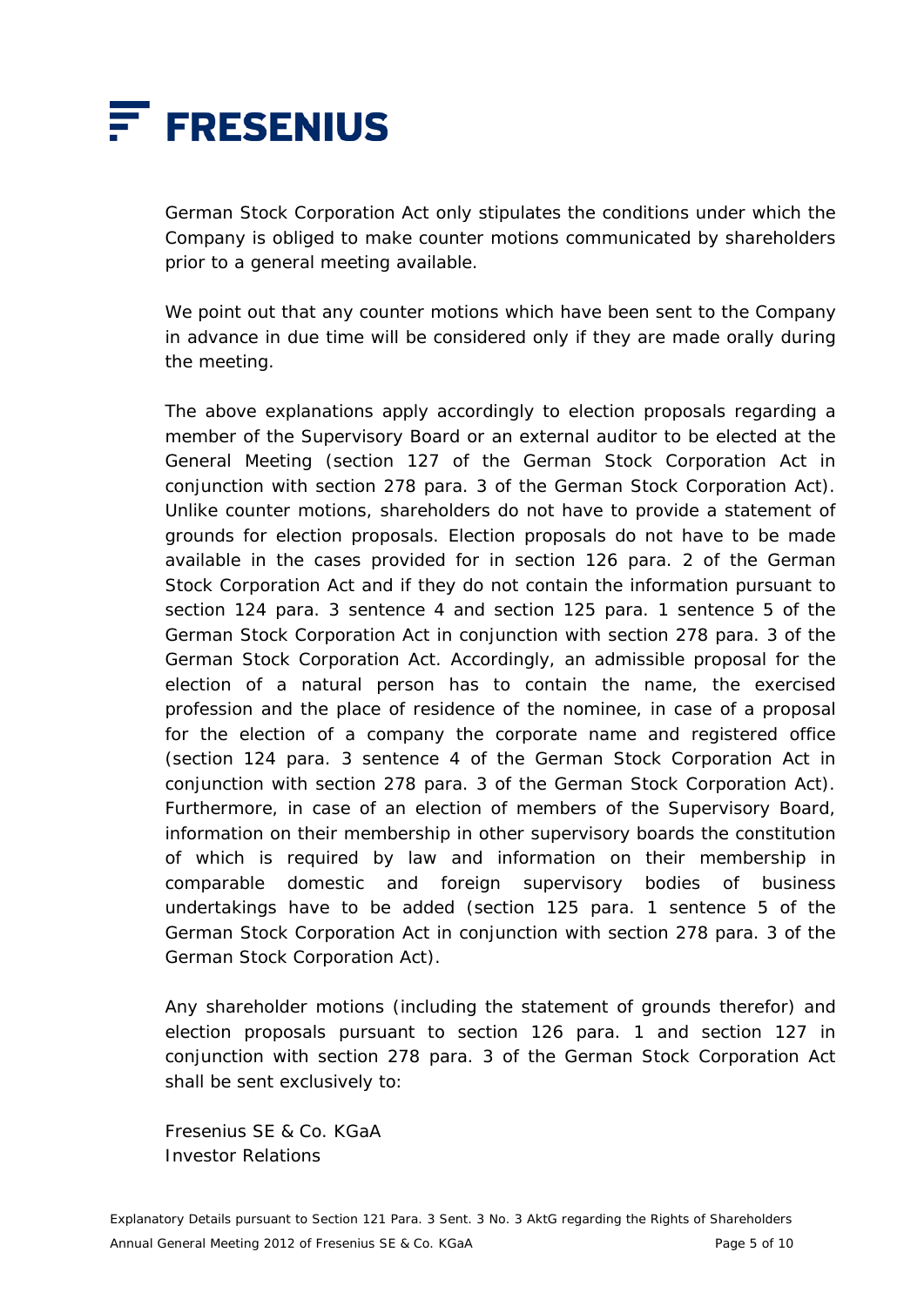German Stock Corporation Act only stipulates the conditions under which the Company is obliged to make counter motions communicated by shareholders prior to a general meeting available.

We point out that any counter motions which have been sent to the Company in advance in due time will be considered only if they are made orally during the meeting.

The above explanations apply accordingly to election proposals regarding a member of the Supervisory Board or an external auditor to be elected at the General Meeting (section 127 of the German Stock Corporation Act in conjunction with section 278 para. 3 of the German Stock Corporation Act). Unlike counter motions, shareholders do not have to provide a statement of grounds for election proposals. Election proposals do not have to be made available in the cases provided for in section 126 para. 2 of the German Stock Corporation Act and if they do not contain the information pursuant to section 124 para. 3 sentence 4 and section 125 para. 1 sentence 5 of the German Stock Corporation Act in conjunction with section 278 para. 3 of the German Stock Corporation Act. Accordingly, an admissible proposal for the election of a natural person has to contain the name, the exercised profession and the place of residence of the nominee, in case of a proposal for the election of a company the corporate name and registered office (section 124 para. 3 sentence 4 of the German Stock Corporation Act in conjunction with section 278 para. 3 of the German Stock Corporation Act). Furthermore, in case of an election of members of the Supervisory Board, information on their membership in other supervisory boards the constitution of which is required by law and information on their membership in comparable domestic and foreign supervisory bodies of business undertakings have to be added (section 125 para. 1 sentence 5 of the German Stock Corporation Act in conjunction with section 278 para. 3 of the German Stock Corporation Act).

Any shareholder motions (including the statement of grounds therefor) and election proposals pursuant to section 126 para. 1 and section 127 in conjunction with section 278 para. 3 of the German Stock Corporation Act shall be sent exclusively to:

Fresenius SE & Co. KGaA  
Investor Relations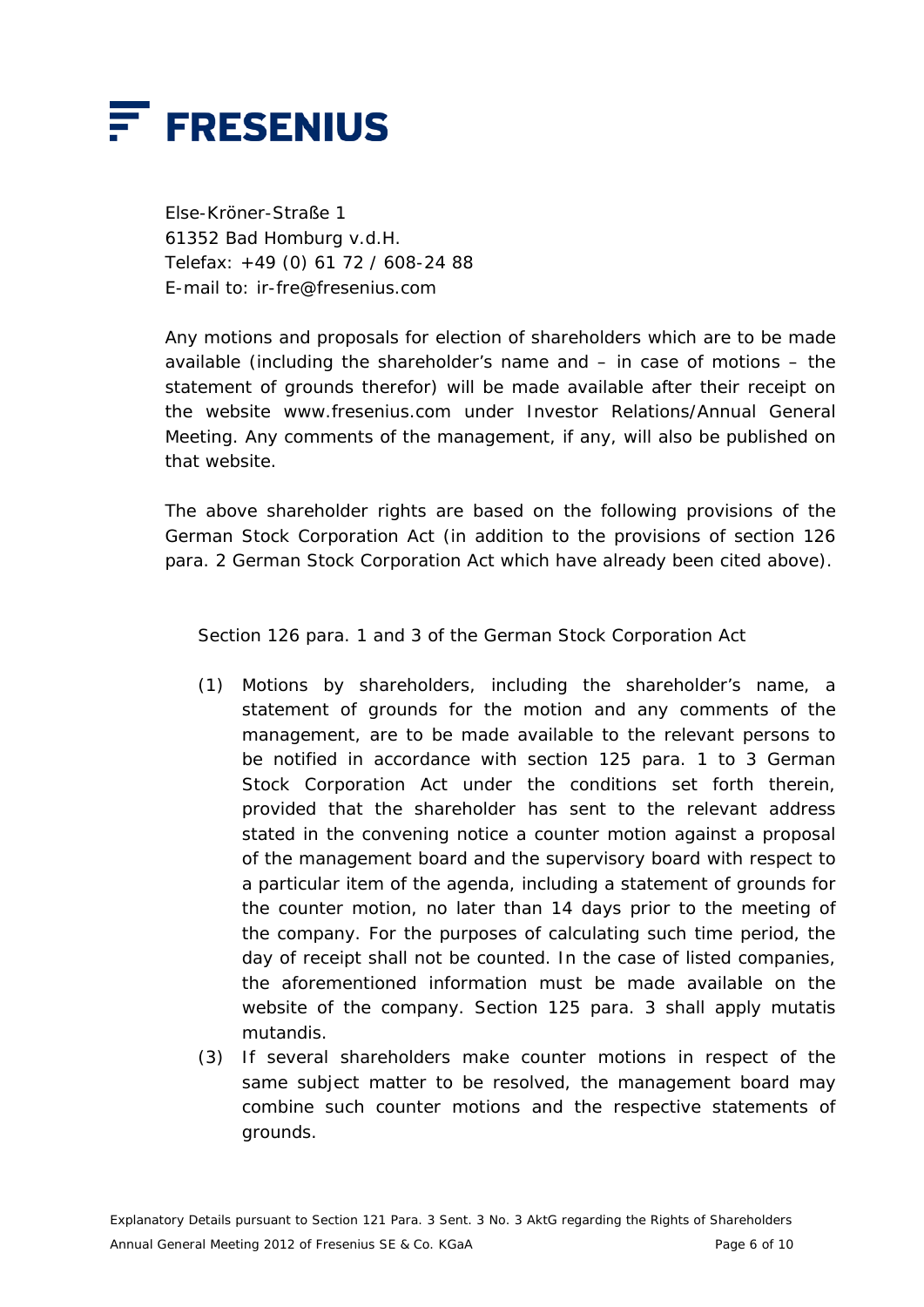Else-Kröner-Straße 1
61352 Bad Homburg v.d.H.
Telefax: +49 (0) 61 72 / 608-24 88
E-mail to: ir-fre@fresenius.com

Any motions and proposals for election of shareholders which are to be made available (including the shareholder's name and – in case of motions – the statement of grounds therefor) will be made available after their receipt on the website www.fresenius.com under Investor Relations/Annual General Meeting. Any comments of the management, if any, will also be published on that website.

The above shareholder rights are based on the following provisions of the German Stock Corporation Act (in addition to the provisions of section 126 para. 2 German Stock Corporation Act which have already been cited above).

Section 126 para. 1 and 3 of the German Stock Corporation Act

(1) Motions by shareholders, including the shareholder's name, a statement of grounds for the motion and any comments of the management, are to be made available to the relevant persons to be notified in accordance with section 125 para. 1 to 3 German Stock Corporation Act under the conditions set forth therein, provided that the shareholder has sent to the relevant address stated in the convening notice a counter motion against a proposal of the management board and the supervisory board with respect to a particular item of the agenda, including a statement of grounds for the counter motion, no later than 14 days prior to the meeting of the company. For the purposes of calculating such time period, the day of receipt shall not be counted. In the case of listed companies, the aforementioned information must be made available on the website of the company. Section 125 para. 3 shall apply mutatis mutandis.

(3) If several shareholders make counter motions in respect of the same subject matter to be resolved, the management board may combine such counter motions and the respective statements of grounds.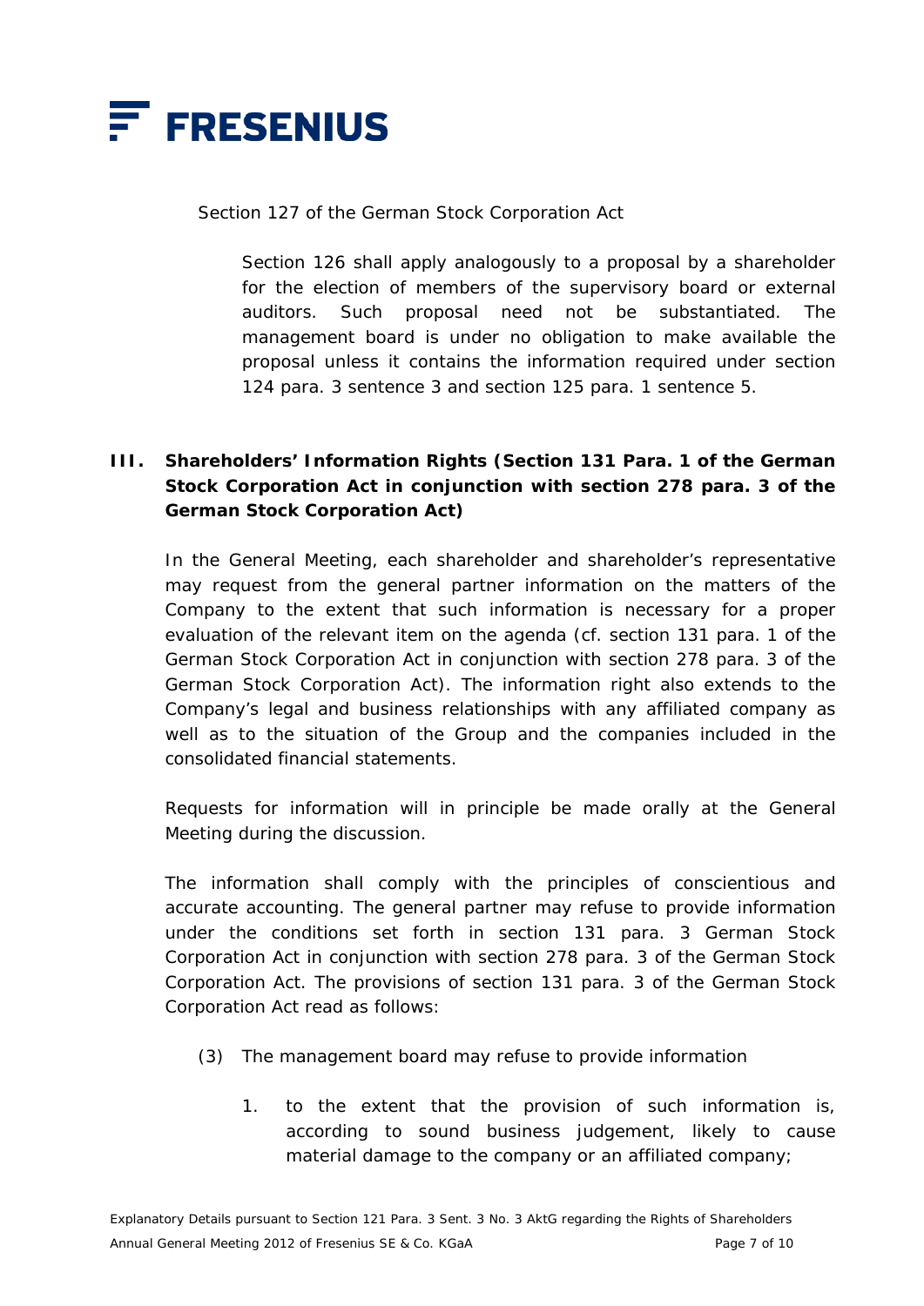Section 127 of the German Stock Corporation Act

> Section 126 shall apply analogously to a proposal by a shareholder for the election of members of the supervisory board or external auditors. Such proposal need not be substantiated. The management board is under no obligation to make available the proposal unless it contains the information required under section 124 para. 3 sentence 3 and section 125 para. 1 sentence 5.

## III. Shareholders' Information Rights (Section 131 Para. 1 of the German Stock Corporation Act in conjunction with section 278 para. 3 of the German Stock Corporation Act)

In the General Meeting, each shareholder and shareholder's representative may request from the general partner information on the matters of the Company to the extent that such information is necessary for a proper evaluation of the relevant item on the agenda (cf. section 131 para. 1 of the German Stock Corporation Act in conjunction with section 278 para. 3 of the German Stock Corporation Act). The information right also extends to the Company's legal and business relationships with any affiliated company as well as to the situation of the Group and the companies included in the consolidated financial statements.

Requests for information will in principle be made orally at the General Meeting during the discussion.

The information shall comply with the principles of conscientious and accurate accounting. The general partner may refuse to provide information under the conditions set forth in section 131 para. 3 German Stock Corporation Act in conjunction with section 278 para. 3 of the German Stock Corporation Act. The provisions of section 131 para. 3 of the German Stock Corporation Act read as follows:

> (3) The management board may refuse to provide information
>
> 1. to the extent that the provision of such information is, according to sound business judgement, likely to cause material damage to the company or an affiliated company;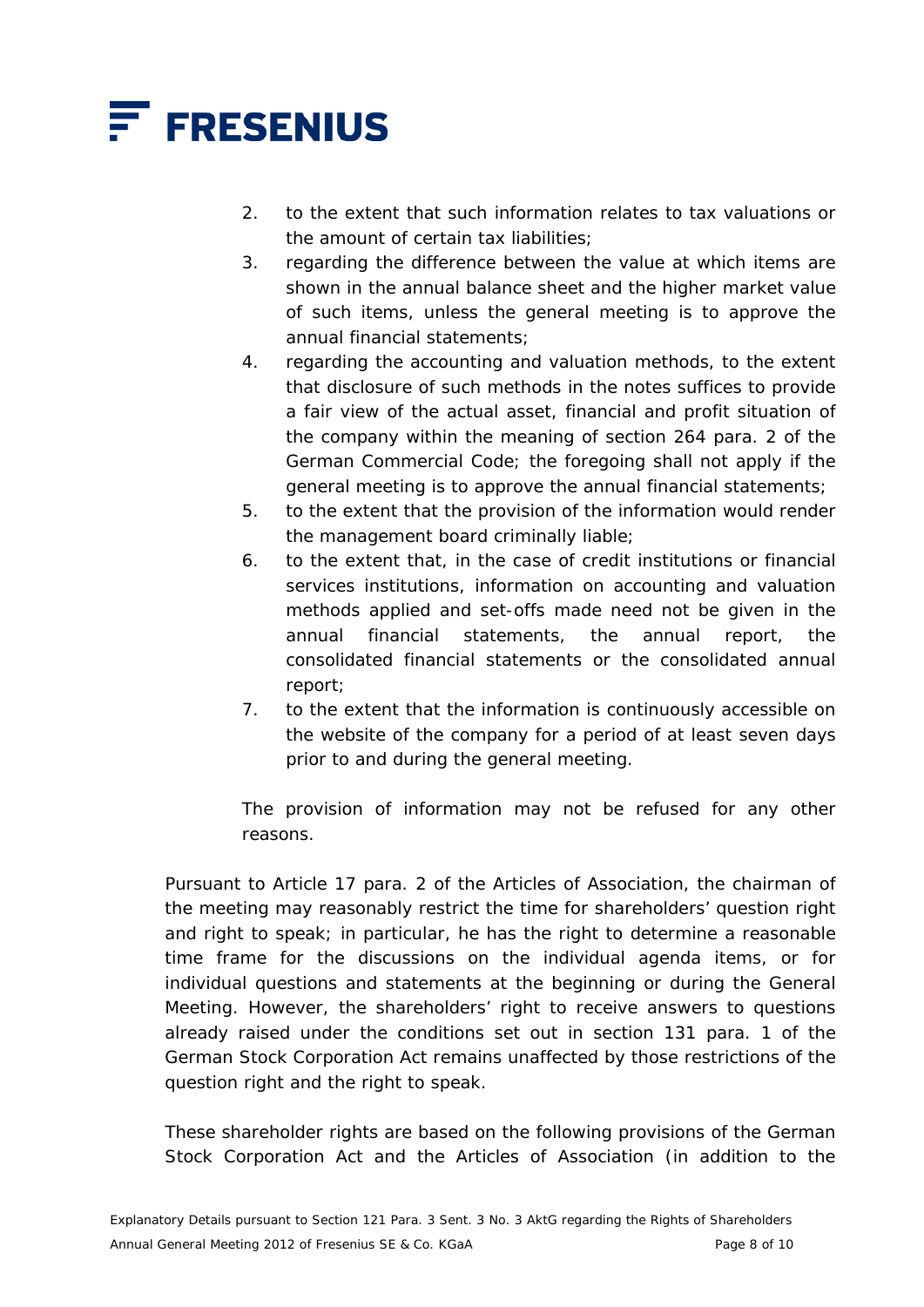2. to the extent that such information relates to tax valuations or the amount of certain tax liabilities;
3. regarding the difference between the value at which items are shown in the annual balance sheet and the higher market value of such items, unless the general meeting is to approve the annual financial statements;
4. regarding the accounting and valuation methods, to the extent that disclosure of such methods in the notes suffices to provide a fair view of the actual asset, financial and profit situation of the company within the meaning of section 264 para. 2 of the German Commercial Code; the foregoing shall not apply if the general meeting is to approve the annual financial statements;
5. to the extent that the provision of the information would render the management board criminally liable;
6. to the extent that, in the case of credit institutions or financial services institutions, information on accounting and valuation methods applied and set-offs made need not be given in the annual financial statements, the annual report, the consolidated financial statements or the consolidated annual report;
7. to the extent that the information is continuously accessible on the website of the company for a period of at least seven days prior to and during the general meeting.

The provision of information may not be refused for any other reasons.

Pursuant to Article 17 para. 2 of the Articles of Association, the chairman of the meeting may reasonably restrict the time for shareholders' question right and right to speak; in particular, he has the right to determine a reasonable time frame for the discussions on the individual agenda items, or for individual questions and statements at the beginning or during the General Meeting. However, the shareholders' right to receive answers to questions already raised under the conditions set out in section 131 para. 1 of the German Stock Corporation Act remains unaffected by those restrictions of the question right and the right to speak.

These shareholder rights are based on the following provisions of the German Stock Corporation Act and the Articles of Association (in addition to the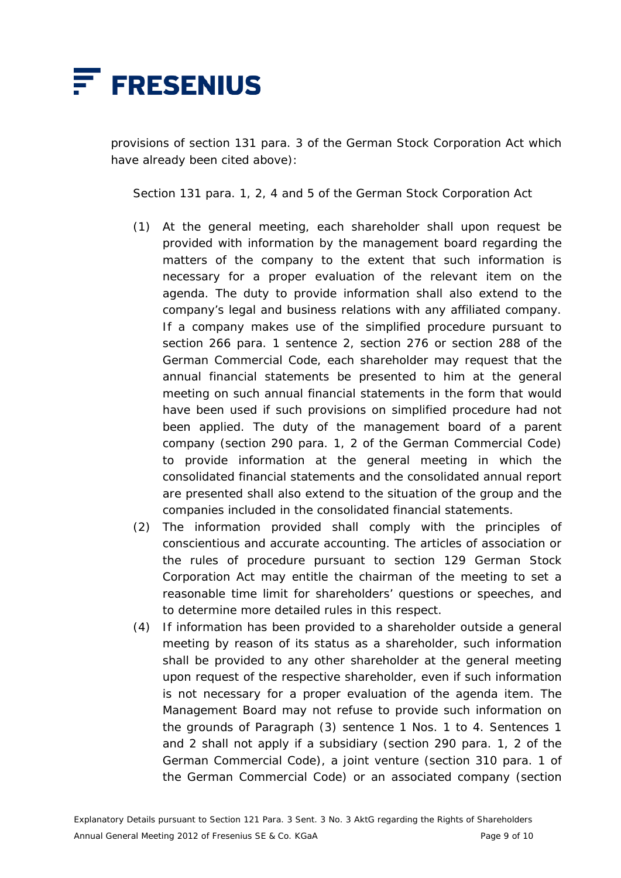provisions of section 131 para. 3 of the German Stock Corporation Act which have already been cited above):

Section 131 para. 1, 2, 4 and 5 of the German Stock Corporation Act

(1) At the general meeting, each shareholder shall upon request be provided with information by the management board regarding the matters of the company to the extent that such information is necessary for a proper evaluation of the relevant item on the agenda. The duty to provide information shall also extend to the company's legal and business relations with any affiliated company. If a company makes use of the simplified procedure pursuant to section 266 para. 1 sentence 2, section 276 or section 288 of the German Commercial Code, each shareholder may request that the annual financial statements be presented to him at the general meeting on such annual financial statements in the form that would have been used if such provisions on simplified procedure had not been applied. The duty of the management board of a parent company (section 290 para. 1, 2 of the German Commercial Code) to provide information at the general meeting in which the consolidated financial statements and the consolidated annual report are presented shall also extend to the situation of the group and the companies included in the consolidated financial statements.

(2) The information provided shall comply with the principles of conscientious and accurate accounting. The articles of association or the rules of procedure pursuant to section 129 German Stock Corporation Act may entitle the chairman of the meeting to set a reasonable time limit for shareholders' questions or speeches, and to determine more detailed rules in this respect.

(4) If information has been provided to a shareholder outside a general meeting by reason of its status as a shareholder, such information shall be provided to any other shareholder at the general meeting upon request of the respective shareholder, even if such information is not necessary for a proper evaluation of the agenda item. The Management Board may not refuse to provide such information on the grounds of Paragraph (3) sentence 1 Nos. 1 to 4. Sentences 1 and 2 shall not apply if a subsidiary (section 290 para. 1, 2 of the German Commercial Code), a joint venture (section 310 para. 1 of the German Commercial Code) or an associated company (section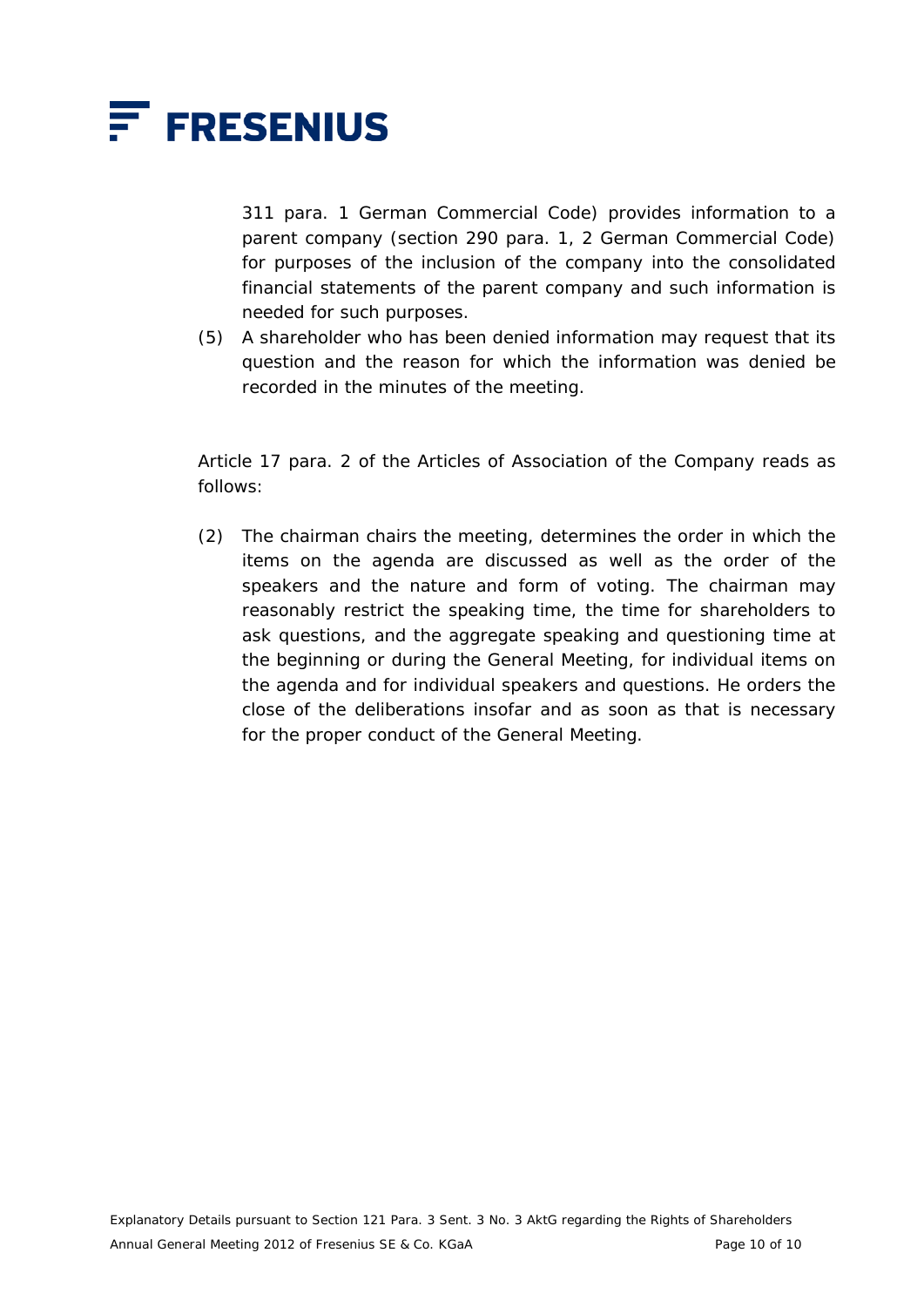311 para. 1 German Commercial Code) provides information to a parent company (section 290 para. 1, 2 German Commercial Code) for purposes of the inclusion of the company into the consolidated financial statements of the parent company and such information is needed for such purposes.

(5) A shareholder who has been denied information may request that its question and the reason for which the information was denied be recorded in the minutes of the meeting.

Article 17 para. 2 of the Articles of Association of the Company reads as follows:

(2) The chairman chairs the meeting, determines the order in which the items on the agenda are discussed as well as the order of the speakers and the nature and form of voting. The chairman may reasonably restrict the speaking time, the time for shareholders to ask questions, and the aggregate speaking and questioning time at the beginning or during the General Meeting, for individual items on the agenda and for individual speakers and questions. He orders the close of the deliberations insofar and as soon as that is necessary for the proper conduct of the General Meeting.